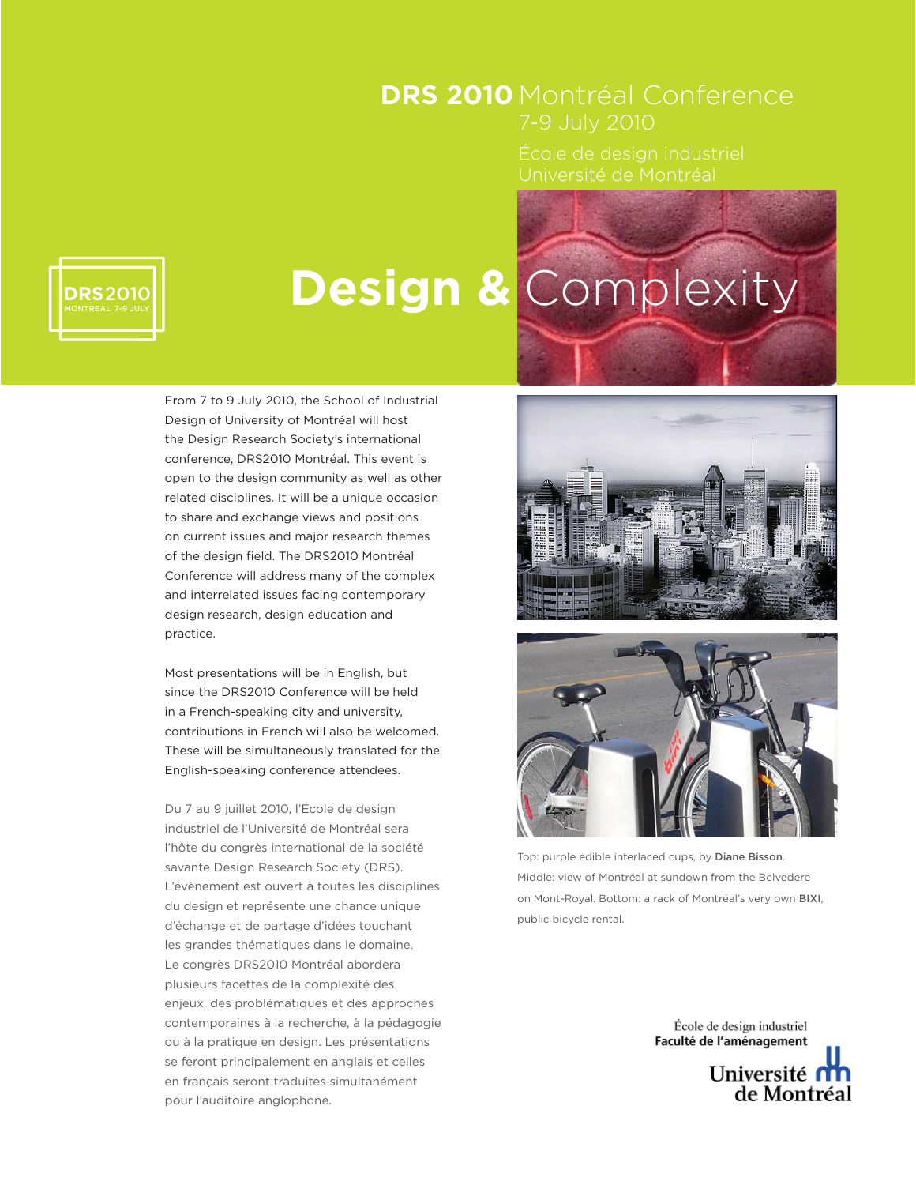**DRS 2010** Montréal Conference
7-9 July 2010

École de design industriel
Université de Montréal

DRS2010
MONTREAL 7-9 JULY

# Design & Complexity

From 7 to 9 July 2010, the School of Industrial Design of University of Montréal will host the Design Research Society's international conference, DRS2010 Montréal. This event is open to the design community as well as other related disciplines. It will be a unique occasion to share and exchange views and positions on current issues and major research themes of the design field. The DRS2010 Montréal Conference will address many of the complex and interrelated issues facing contemporary design research, design education and practice.

Most presentations will be in English, but since the DRS2010 Conference will be held in a French-speaking city and university, contributions in French will also be welcomed. These will be simultaneously translated for the English-speaking conference attendees.

Du 7 au 9 juillet 2010, l'École de design industriel de l'Université de Montréal sera l'hôte du congrès international de la société savante Design Research Society (DRS). L'évènement est ouvert à toutes les disciplines du design et représente une chance unique d'échange et de partage d'idées touchant les grandes thématiques dans le domaine. Le congrès DRS2010 Montréal abordera plusieurs facettes de la complexité des enjeux, des problématiques et des approches contemporaines à la recherche, à la pédagogie ou à la pratique en design. Les présentations se feront principalement en anglais et celles en français seront traduites simultanément pour l'auditoire anglophone.

Top: purple edible interlaced cups, by **Diane Bisson**. Middle: view of Montréal at sundown from the Belvedere on Mont-Royal. Bottom: a rack of Montréal's very own **BIXI**, public bicycle rental.

École de design industriel
**Faculté de l'aménagement**
Université de Montréal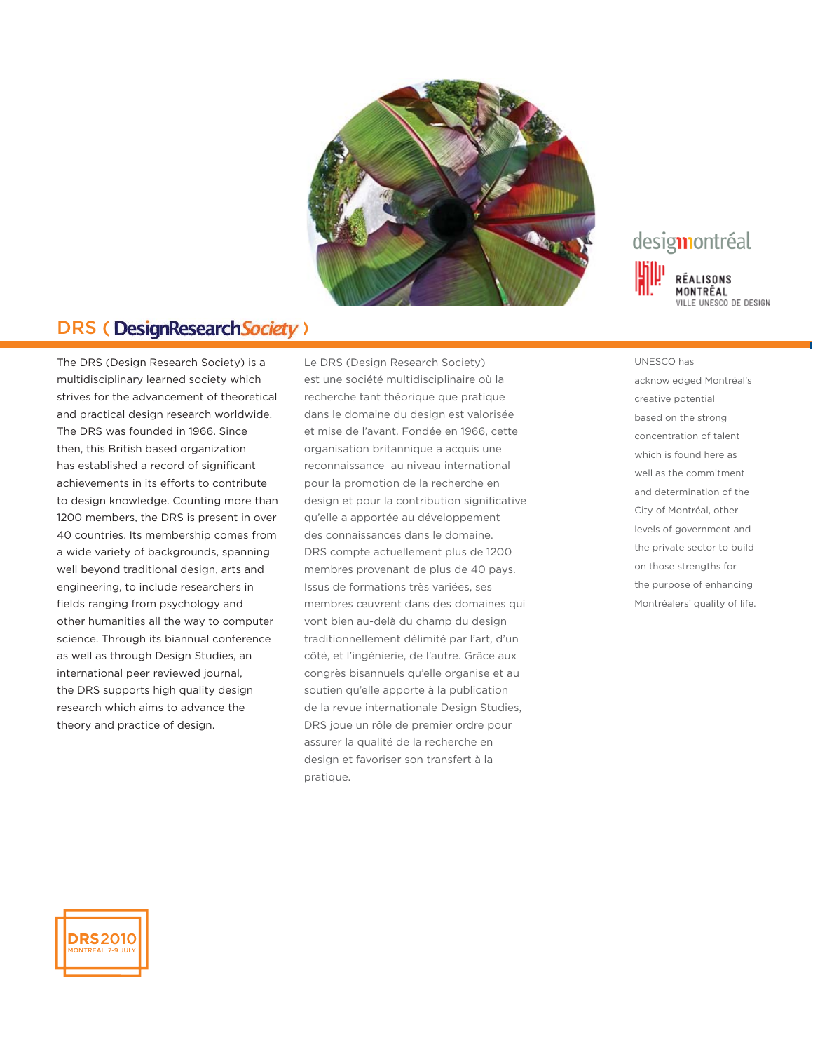designmontréal

RÉALISONS MONTRÉAL
VILLE UNESCO DE DESIGN

## DRS ( DesignResearchSociety )

The DRS (Design Research Society) is a multidisciplinary learned society which strives for the advancement of theoretical and practical design research worldwide. The DRS was founded in 1966. Since then, this British based organization has established a record of significant achievements in its efforts to contribute to design knowledge. Counting more than 1200 members, the DRS is present in over 40 countries. Its membership comes from a wide variety of backgrounds, spanning well beyond traditional design, arts and engineering, to include researchers in fields ranging from psychology and other humanities all the way to computer science. Through its biannual conference as well as through Design Studies, an international peer reviewed journal, the DRS supports high quality design research which aims to advance the theory and practice of design.

Le DRS (Design Research Society) est une société multidisciplinaire où la recherche tant théorique que pratique dans le domaine du design est valorisée et mise de l'avant. Fondée en 1966, cette organisation britannique a acquis une reconnaissance au niveau international pour la promotion de la recherche en design et pour la contribution significative qu'elle a apportée au développement des connaissances dans le domaine. DRS compte actuellement plus de 1200 membres provenant de plus de 40 pays. Issus de formations très variées, ses membres œuvrent dans des domaines qui vont bien au-delà du champ du design traditionnellement délimité par l'art, d'un côté, et l'ingénierie, de l'autre. Grâce aux congrès bisannuels qu'elle organise et au soutien qu'elle apporte à la publication de la revue internationale Design Studies, DRS joue un rôle de premier ordre pour assurer la qualité de la recherche en design et favoriser son transfert à la pratique.

UNESCO has acknowledged Montréal's creative potential based on the strong concentration of talent which is found here as well as the commitment and determination of the City of Montréal, other levels of government and the private sector to build on those strengths for the purpose of enhancing Montréalers' quality of life.

DRS2010
MONTREAL 7-9 JULY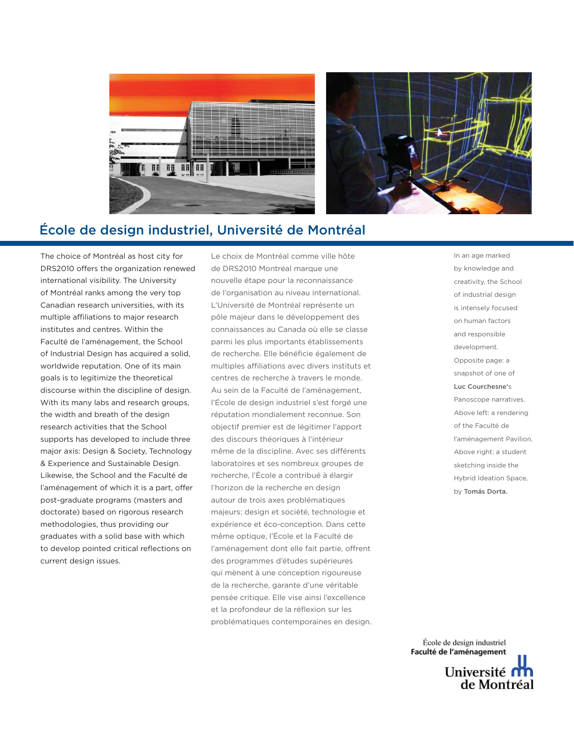# École de design industriel, Université de Montréal

The choice of Montréal as host city for DRS2010 offers the organization renewed international visibility. The University of Montréal ranks among the very top Canadian research universities, with its multiple affiliations to major research institutes and centres. Within the Faculté de l'aménagement, the School of Industrial Design has acquired a solid, worldwide reputation. One of its main goals is to legitimize the theoretical discourse within the discipline of design. With its many labs and research groups, the width and breath of the design research activities that the School supports has developed to include three major axis: Design & Society, Technology & Experience and Sustainable Design. Likewise, the School and the Faculté de l'aménagement of which it is a part, offer post-graduate programs (masters and doctorate) based on rigorous research methodologies, thus providing our graduates with a solid base with which to develop pointed critical reflections on current design issues.

Le choix de Montréal comme ville hôte de DRS2010 Montréal marque une nouvelle étape pour la reconnaissance de l'organisation au niveau international. L'Université de Montréal représente un pôle majeur dans le développement des connaissances au Canada où elle se classe parmi les plus importants établissements de recherche. Elle bénéficie également de multiples affiliations avec divers instituts et centres de recherche à travers le monde. Au sein de la Faculté de l'aménagement, l'École de design industriel s'est forgé une réputation mondialement reconnue. Son objectif premier est de légitimer l'apport des discours théoriques à l'intérieur même de la discipline. Avec ses différents laboratoires et ses nombreux groupes de recherche, l'École a contribué à élargir l'horizon de la recherche en design autour de trois axes problématiques majeurs: design et société, technologie et expérience et éco-conception. Dans cette même optique, l'École et la Faculté de l'aménagement dont elle fait partie, offrent des programmes d'études supérieures qui mènent à une conception rigoureuse de la recherche, garante d'une véritable pensée critique. Elle vise ainsi l'excellence et la profondeur de la réflexion sur les problématiques contemporaines en design.

In an age marked by knowledge and creativity, the School of industrial design is intensely focused on human factors and responsible development.

Opposite page: a snapshot of one of **Luc Courchesne**'s Panoscope narratives.

Above left: a rendering of the Faculté de l'aménagement Pavilion.

Above right: a student sketching inside the Hybrid Ideation Space, by **Tomás Dorta.**

École de design industriel
**Faculté de l'aménagement**
Université de Montréal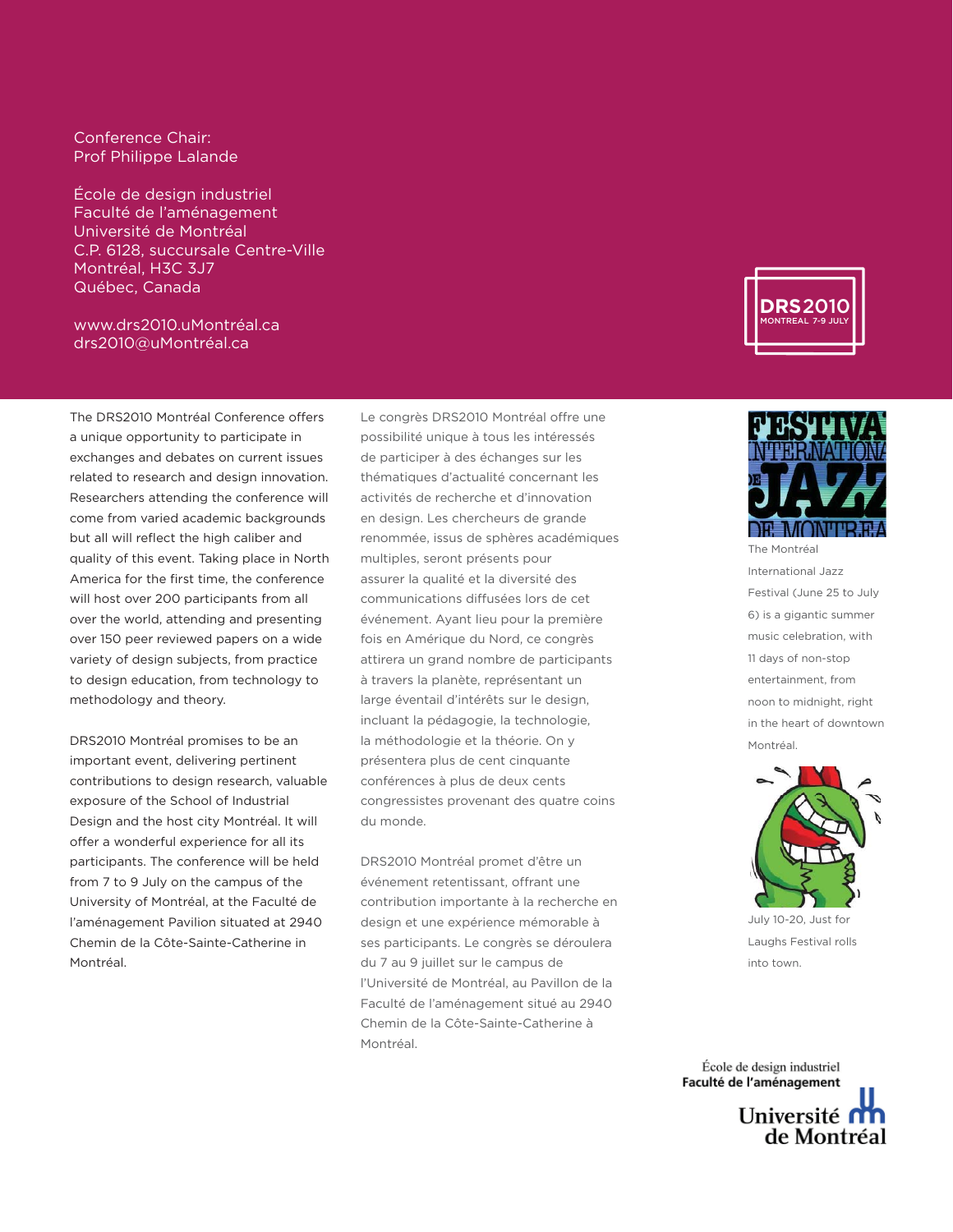Conference Chair:
Prof Philippe Lalande

École de design industriel
Faculté de l'aménagement
Université de Montréal
C.P. 6128, succursale Centre-Ville
Montréal, H3C 3J7
Québec, Canada

www.drs2010.uMontréal.ca
drs2010@uMontréal.ca

DRS2010
MONTREAL 7-9 JULY

The DRS2010 Montréal Conference offers a unique opportunity to participate in exchanges and debates on current issues related to research and design innovation. Researchers attending the conference will come from varied academic backgrounds but all will reflect the high caliber and quality of this event. Taking place in North America for the first time, the conference will host over 200 participants from all over the world, attending and presenting over 150 peer reviewed papers on a wide variety of design subjects, from practice to design education, from technology to methodology and theory.

DRS2010 Montréal promises to be an important event, delivering pertinent contributions to design research, valuable exposure of the School of Industrial Design and the host city Montréal. It will offer a wonderful experience for all its participants. The conference will be held from 7 to 9 July on the campus of the University of Montréal, at the Faculté de l'aménagement Pavilion situated at 2940 Chemin de la Côte-Sainte-Catherine in Montréal.

Le congrès DRS2010 Montréal offre une possibilité unique à tous les intéressés de participer à des échanges sur les thématiques d'actualité concernant les activités de recherche et d'innovation en design. Les chercheurs de grande renommée, issus de sphères académiques multiples, seront présents pour assurer la qualité et la diversité des communications diffusées lors de cet événement. Ayant lieu pour la première fois en Amérique du Nord, ce congrès attirera un grand nombre de participants à travers la planète, représentant un large éventail d'intérêts sur le design, incluant la pédagogie, la technologie, la méthodologie et la théorie. On y présentera plus de cent cinquante conférences à plus de deux cents congressistes provenant des quatre coins du monde.

DRS2010 Montréal promet d'être un événement retentissant, offrant une contribution importante à la recherche en design et une expérience mémorable à ses participants. Le congrès se déroulera du 7 au 9 juillet sur le campus de l'Université de Montréal, au Pavillon de la Faculté de l'aménagement situé au 2940 Chemin de la Côte-Sainte-Catherine à Montréal.

FESTIVAL INTERNATIONAL DE JAZZ DE MONTRÉAL

The Montréal International Jazz Festival (June 25 to July 6) is a gigantic summer music celebration, with 11 days of non-stop entertainment, from noon to midnight, right in the heart of downtown Montréal.

July 10-20, Just for Laughs Festival rolls into town.

École de design industriel
**Faculté de l'aménagement**
Université de Montréal